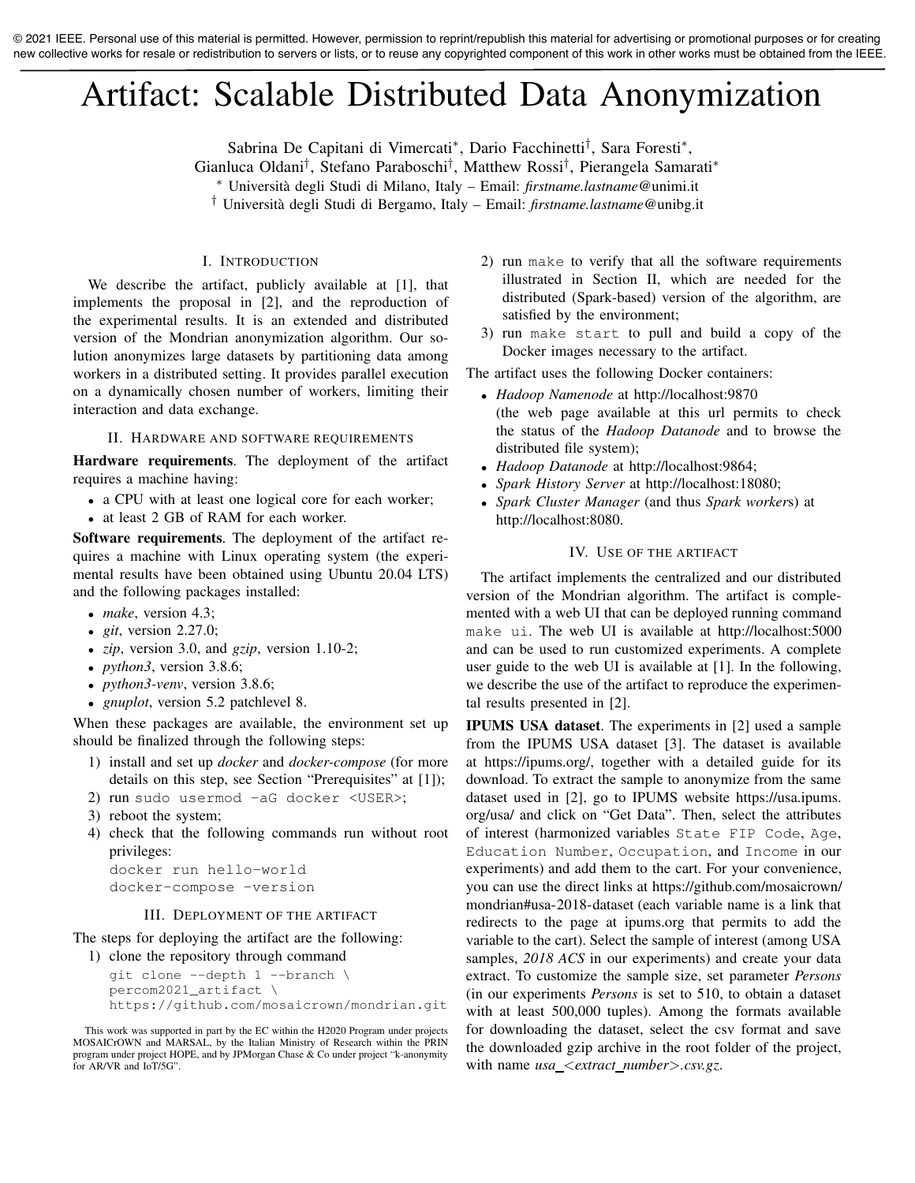© 2021 IEEE. Personal use of this material is permitted. However, permission to reprint/republish this material for advertising or promotional purposes or for creating new collective works for resale or redistribution to servers or lists, or to reuse any copyrighted component of this work in other works must be obtained from the IEEE.

# Artifact: Scalable Distributed Data Anonymization

Sabrina De Capitani di Vimercati*, Dario Facchinetti†, Sara Foresti*, Gianluca Oldani†, Stefano Paraboschi†, Matthew Rossi†, Pierangela Samarati*

* Università degli Studi di Milano, Italy – Email: *firstname.lastname*@unimi.it

† Università degli Studi di Bergamo, Italy – Email: *firstname.lastname*@unibg.it

## I. Introduction

We describe the artifact, publicly available at [1], that implements the proposal in [2], and the reproduction of the experimental results. It is an extended and distributed version of the Mondrian anonymization algorithm. Our solution anonymizes large datasets by partitioning data among workers in a distributed setting. It provides parallel execution on a dynamically chosen number of workers, limiting their interaction and data exchange.

## II. Hardware and software requirements

**Hardware requirements**. The deployment of the artifact requires a machine having:

- a CPU with at least one logical core for each worker;
- at least 2 GB of RAM for each worker.

**Software requirements**. The deployment of the artifact requires a machine with Linux operating system (the experimental results have been obtained using Ubuntu 20.04 LTS) and the following packages installed:

- *make*, version 4.3;
- *git*, version 2.27.0;
- *zip*, version 3.0, and *gzip*, version 1.10-2;
- *python3*, version 3.8.6;
- *python3-venv*, version 3.8.6;
- *gnuplot*, version 5.2 patchlevel 8.

When these packages are available, the environment set up should be finalized through the following steps:

1) install and set up *docker* and *docker-compose* (for more details on this step, see Section "Prerequisites" at [1]);
2) run `sudo usermod -aG docker <USER>`;
3) reboot the system;
4) check that the following commands run without root privileges:
```
docker run hello-world
docker-compose -version
```

## III. Deployment of the artifact

The steps for deploying the artifact are the following:

1) clone the repository through command
```
git clone --depth 1 --branch \
percom2021_artifact \
https://github.com/mosaicrown/mondrian.git
```
2) run `make` to verify that all the software requirements illustrated in Section II, which are needed for the distributed (Spark-based) version of the algorithm, are satisfied by the environment;
3) run `make start` to pull and build a copy of the Docker images necessary to the artifact.

The artifact uses the following Docker containers:

- *Hadoop Namenode* at http://localhost:9870 (the web page available at this url permits to check the status of the *Hadoop Datanode* and to browse the distributed file system);
- *Hadoop Datanode* at http://localhost:9864;
- *Spark History Server* at http://localhost:18080;
- *Spark Cluster Manager* (and thus *Spark worker*s) at http://localhost:8080.

## IV. Use of the artifact

The artifact implements the centralized and our distributed version of the Mondrian algorithm. The artifact is complemented with a web UI that can be deployed running command `make ui`. The web UI is available at http://localhost:5000 and can be used to run customized experiments. A complete user guide to the web UI is available at [1]. In the following, we describe the use of the artifact to reproduce the experimental results presented in [2].

**IPUMS USA dataset**. The experiments in [2] used a sample from the IPUMS USA dataset [3]. The dataset is available at https://ipums.org/, together with a detailed guide for its download. To extract the sample to anonymize from the same dataset used in [2], go to IPUMS website https://usa.ipums.org/usa/ and click on "Get Data". Then, select the attributes of interest (harmonized variables `State FIP Code`, `Age`, `Education Number`, `Occupation`, and `Income` in our experiments) and add them to the cart. For your convenience, you can use the direct links at https://github.com/mosaicrown/mondrian#usa-2018-dataset (each variable name is a link that redirects to the page at ipums.org that permits to add the variable to the cart). Select the sample of interest (among USA samples, *2018 ACS* in our experiments) and create your data extract. To customize the sample size, set parameter *Persons* (in our experiments *Persons* is set to 510, to obtain a dataset with at least 500,000 tuples). Among the formats available for downloading the dataset, select the csv format and save the downloaded gzip archive in the root folder of the project, with name *usa_<extract_number>.csv.gz*.

This work was supported in part by the EC within the H2020 Program under projects MOSAICrOWN and MARSAL, by the Italian Ministry of Research within the PRIN program under project HOPE, and by JPMorgan Chase & Co under project "k-anonymity for AR/VR and IoT/5G".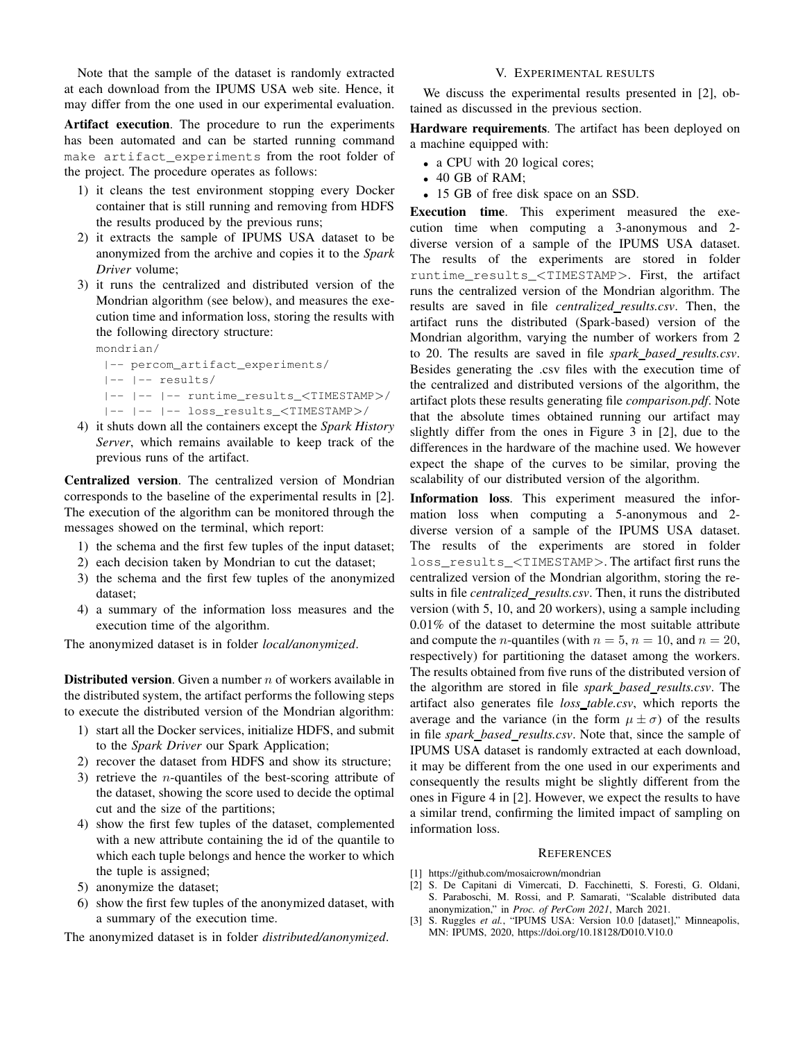Note that the sample of the dataset is randomly extracted at each download from the IPUMS USA web site. Hence, it may differ from the one used in our experimental evaluation.

**Artifact execution**. The procedure to run the experiments has been automated and can be started running command `make artifact_experiments` from the root folder of the project. The procedure operates as follows:

1) it cleans the test environment stopping every Docker container that is still running and removing from HDFS the results produced by the previous runs;
2) it extracts the sample of IPUMS USA dataset to be anonymized from the archive and copies it to the *Spark Driver* volume;
3) it runs the centralized and distributed version of the Mondrian algorithm (see below), and measures the execution time and information loss, storing the results with the following directory structure:

```
mondrian/
 |-- percom_artifact_experiments/
 |-- |-- results/
 |-- |-- |-- runtime_results_<TIMESTAMP>/
 |-- |-- |-- loss_results_<TIMESTAMP>/
```

4) it shuts down all the containers except the *Spark History Server*, which remains available to keep track of the previous runs of the artifact.

**Centralized version**. The centralized version of Mondrian corresponds to the baseline of the experimental results in [2]. The execution of the algorithm can be monitored through the messages showed on the terminal, which report:

1) the schema and the first few tuples of the input dataset;
2) each decision taken by Mondrian to cut the dataset;
3) the schema and the first few tuples of the anonymized dataset;
4) a summary of the information loss measures and the execution time of the algorithm.

The anonymized dataset is in folder *local/anonymized*.

**Distributed version**. Given a number $n$ of workers available in the distributed system, the artifact performs the following steps to execute the distributed version of the Mondrian algorithm:

1) start all the Docker services, initialize HDFS, and submit to the *Spark Driver* our Spark Application;
2) recover the dataset from HDFS and show its structure;
3) retrieve the $n$-quantiles of the best-scoring attribute of the dataset, showing the score used to decide the optimal cut and the size of the partitions;
4) show the first few tuples of the dataset, complemented with a new attribute containing the id of the quantile to which each tuple belongs and hence the worker to which the tuple is assigned;
5) anonymize the dataset;
6) show the first few tuples of the anonymized dataset, with a summary of the execution time.

The anonymized dataset is in folder *distributed/anonymized*.

## V. Experimental results

We discuss the experimental results presented in [2], obtained as discussed in the previous section.

**Hardware requirements**. The artifact has been deployed on a machine equipped with:

- a CPU with 20 logical cores;
- 40 GB of RAM;
- 15 GB of free disk space on an SSD.

**Execution time**. This experiment measured the execution time when computing a 3-anonymous and 2-diverse version of a sample of the IPUMS USA dataset. The results of the experiments are stored in folder `runtime_results_<TIMESTAMP>`. First, the artifact runs the centralized version of the Mondrian algorithm. The results are saved in file *centralized_results.csv*. Then, the artifact runs the distributed (Spark-based) version of the Mondrian algorithm, varying the number of workers from 2 to 20. The results are saved in file *spark_based_results.csv*. Besides generating the .csv files with the execution time of the centralized and distributed versions of the algorithm, the artifact plots these results generating file *comparison.pdf*. Note that the absolute times obtained running our artifact may slightly differ from the ones in Figure 3 in [2], due to the differences in the hardware of the machine used. We however expect the shape of the curves to be similar, proving the scalability of our distributed version of the algorithm.

**Information loss**. This experiment measured the information loss when computing a 5-anonymous and 2-diverse version of a sample of the IPUMS USA dataset. The results of the experiments are stored in folder `loss_results_<TIMESTAMP>`. The artifact first runs the centralized version of the Mondrian algorithm, storing the results in file *centralized_results.csv*. Then, it runs the distributed version (with 5, 10, and 20 workers), using a sample including 0.01% of the dataset to determine the most suitable attribute and compute the $n$-quantiles (with $n = 5$, $n = 10$, and $n = 20$, respectively) for partitioning the dataset among the workers. The results obtained from five runs of the distributed version of the algorithm are stored in file *spark_based_results.csv*. The artifact also generates file *loss_table.csv*, which reports the average and the variance (in the form $\mu \pm \sigma$) of the results in file *spark_based_results.csv*. Note that, since the sample of IPUMS USA dataset is randomly extracted at each download, it may be different from the one used in our experiments and consequently the results might be slightly different from the ones in Figure 4 in [2]. However, we expect the results to have a similar trend, confirming the limited impact of sampling on information loss.

## References

[1] https://github.com/mosaicrown/mondrian

[2] S. De Capitani di Vimercati, D. Facchinetti, S. Foresti, G. Oldani, S. Paraboschi, M. Rossi, and P. Samarati, "Scalable distributed data anonymization," in *Proc. of PerCom 2021*, March 2021.

[3] S. Ruggles *et al.*, "IPUMS USA: Version 10.0 [dataset]," Minneapolis, MN: IPUMS, 2020, https://doi.org/10.18128/D010.V10.0